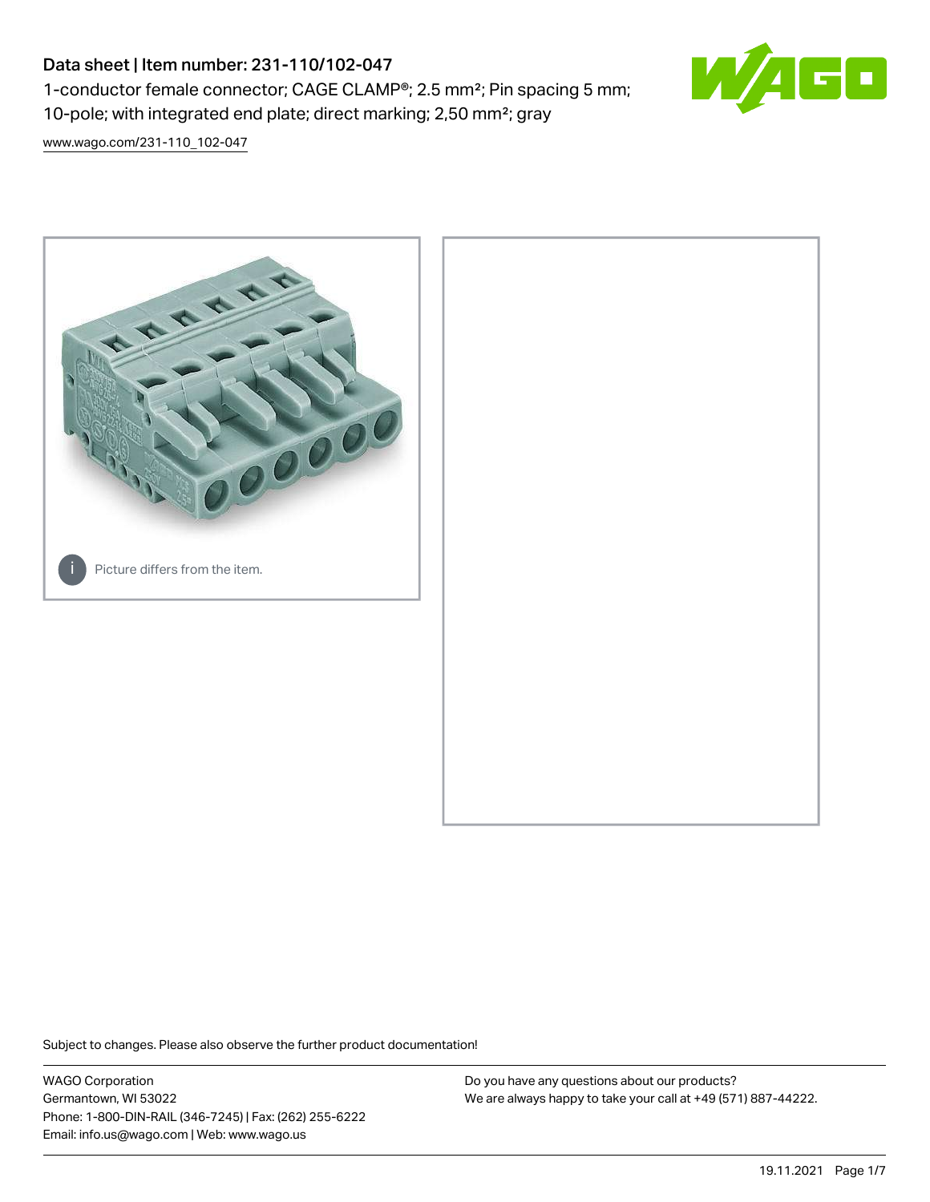# Data sheet | Item number: 231-110/102-047

1-conductor female connector; CAGE CLAMP®; 2.5 mm²; Pin spacing 5 mm; 10-pole; with integrated end plate; direct marking; 2,50 mm²; gray

www.wago.com/231-110_102-047

Picture differs from the item.

Subject to changes. Please also observe the further product documentation!

WAGO Corporation
Germantown, WI 53022
Phone: 1-800-DIN-RAIL (346-7245) | Fax: (262) 255-6222
Email: info.us@wago.com | Web: www.wago.us

Do you have any questions about our products?
We are always happy to take your call at +49 (571) 887-44222.

19.11.2021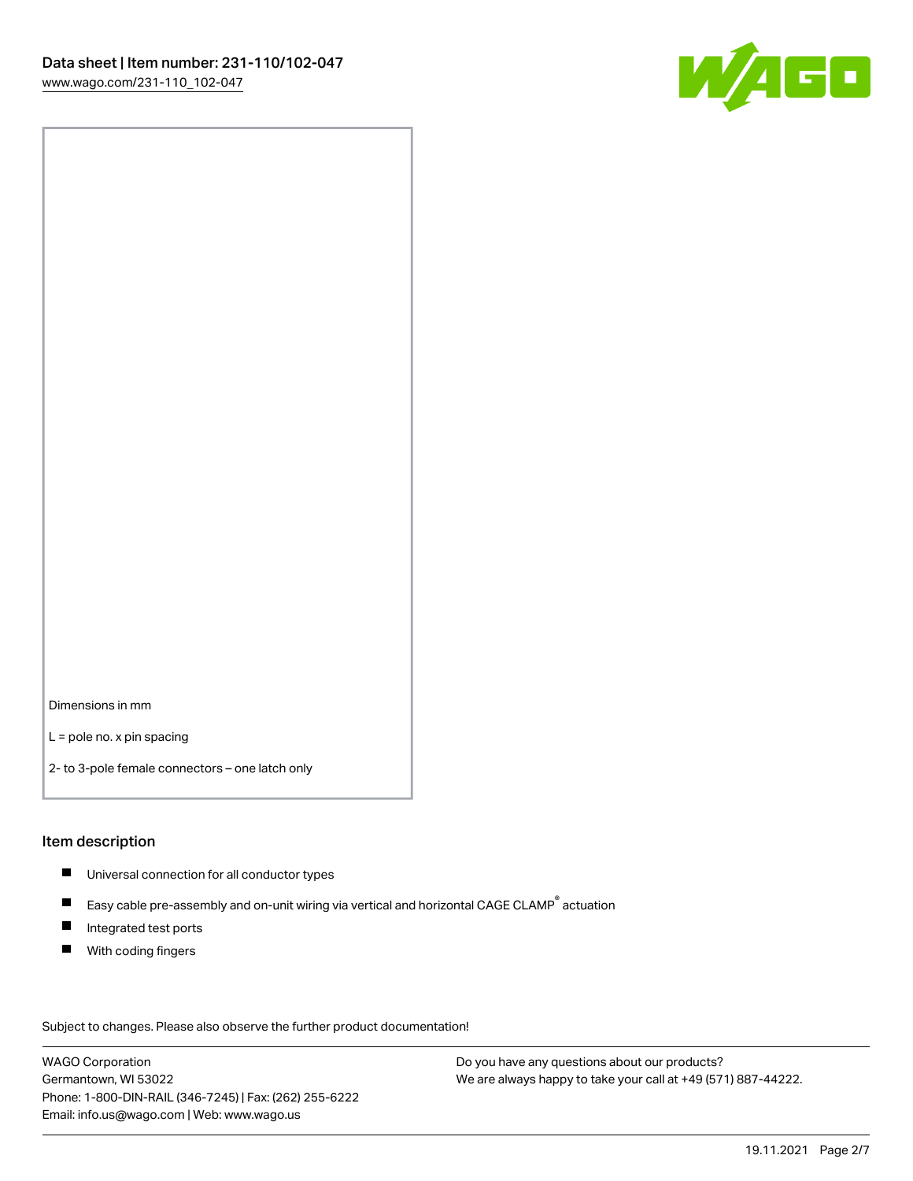Dimensions in mm

L = pole no. x pin spacing

2- to 3-pole female connectors – one latch only

## Item description

- Universal connection for all conductor types
- Easy cable pre-assembly and on-unit wiring via vertical and horizontal CAGE CLAMP® actuation
- Integrated test ports
- With coding fingers

Subject to changes. Please also observe the further product documentation!

WAGO Corporation
Germantown, WI 53022
Phone: 1-800-DIN-RAIL (346-7245) | Fax: (262) 255-6222
Email: info.us@wago.com | Web: www.wago.us

Do you have any questions about our products?
We are always happy to take your call at +49 (571) 887-44222.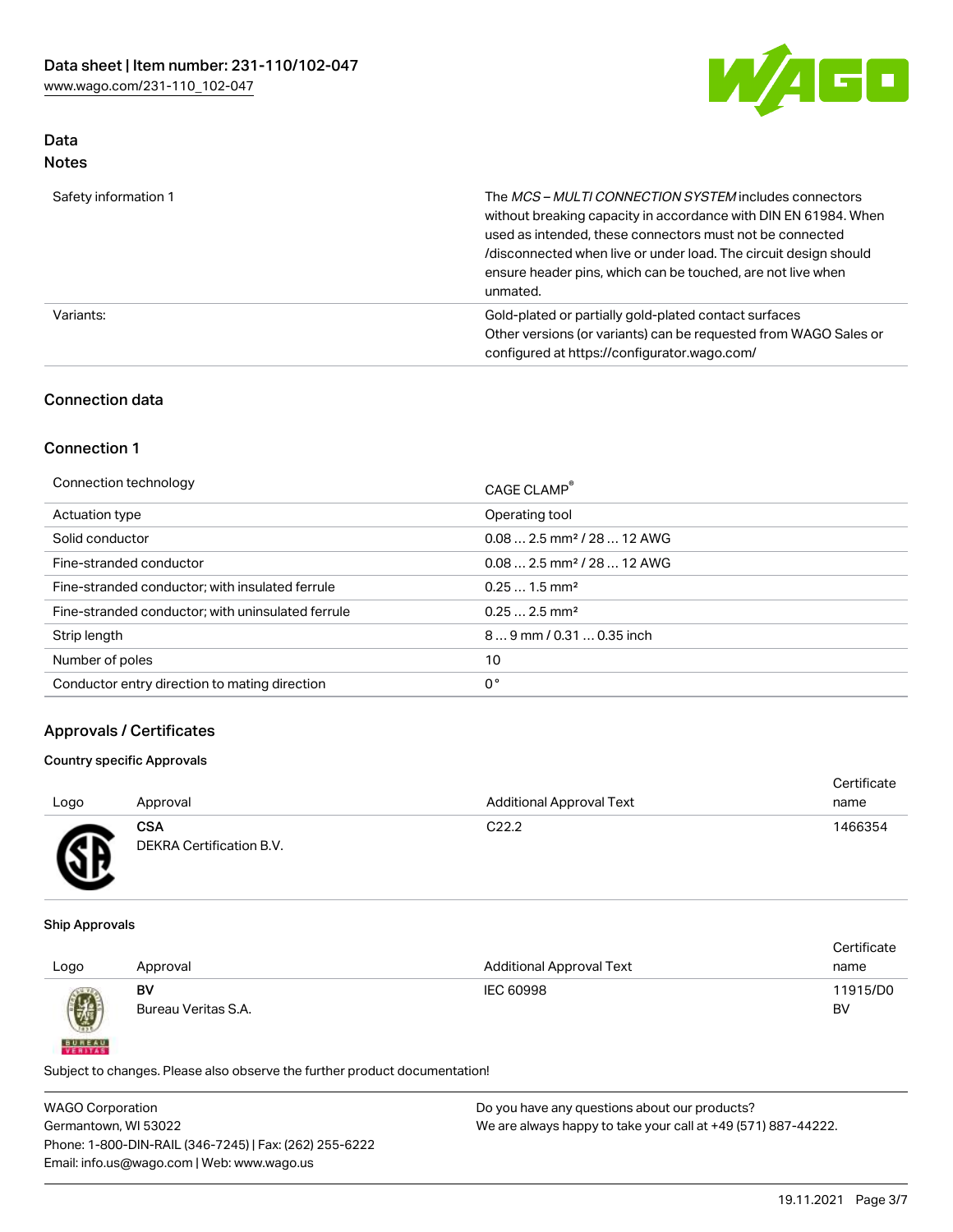# Data Notes

| | |
|---|---|
| Safety information 1 | The *MCS – MULTI CONNECTION SYSTEM* includes connectors without breaking capacity in accordance with DIN EN 61984. When used as intended, these connectors must not be connected /disconnected when live or under load. The circuit design should ensure header pins, which can be touched, are not live when unmated. |
| Variants: | Gold-plated or partially gold-plated contact surfaces<br>Other versions (or variants) can be requested from WAGO Sales or configured at https://configurator.wago.com/ |

## Connection data

### Connection 1

| | |
|---|---|
| Connection technology | CAGE CLAMP® |
| Actuation type | Operating tool |
| Solid conductor | 0.08 … 2.5 mm² / 28 … 12 AWG |
| Fine-stranded conductor | 0.08 … 2.5 mm² / 28 … 12 AWG |
| Fine-stranded conductor; with insulated ferrule | 0.25 … 1.5 mm² |
| Fine-stranded conductor; with uninsulated ferrule | 0.25 … 2.5 mm² |
| Strip length | 8 … 9 mm / 0.31 … 0.35 inch |
| Number of poles | 10 |
| Conductor entry direction to mating direction | 0 ° |

## Approvals / Certificates

#### Country specific Approvals

| Logo | Approval | Additional Approval Text | Certificate name |
|---|---|---|---|
| | **CSA**<br>DEKRA Certification B.V. | C22.2 | 1466354 |

#### Ship Approvals

| Logo | Approval | Additional Approval Text | Certificate name |
|---|---|---|---|
| | **BV**<br>Bureau Veritas S.A. | IEC 60998 | 11915/D0 BV |

Subject to changes. Please also observe the further product documentation!

WAGO Corporation
Germantown, WI 53022
Phone: 1-800-DIN-RAIL (346-7245) | Fax: (262) 255-6222
Email: info.us@wago.com | Web: www.wago.us

Do you have any questions about our products?
We are always happy to take your call at +49 (571) 887-44222.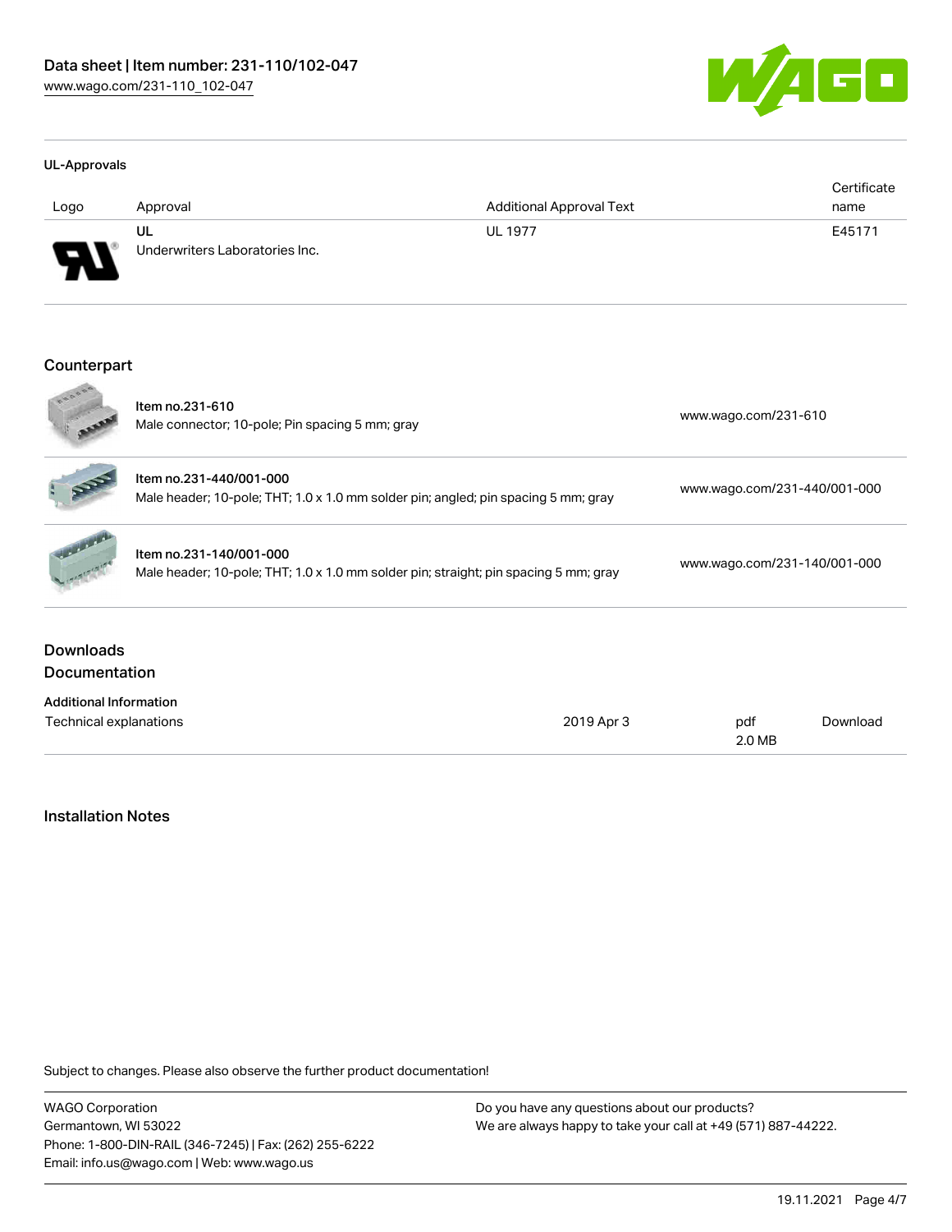## UL-Approvals

| Logo | Approval | Additional Approval Text | Certificate name |
|---|---|---|---|
| | UL<br>Underwriters Laboratories Inc. | UL 1977 | E45171 |

## Counterpart

| | | |
|---|---|---|
| | Item no.231-610<br>Male connector; 10-pole; Pin spacing 5 mm; gray | www.wago.com/231-610 |
| | Item no.231-440/001-000<br>Male header; 10-pole; THT; 1.0 x 1.0 mm solder pin; angled; pin spacing 5 mm; gray | www.wago.com/231-440/001-000 |
| | Item no.231-140/001-000<br>Male header; 10-pole; THT; 1.0 x 1.0 mm solder pin; straight; pin spacing 5 mm; gray | www.wago.com/231-140/001-000 |

## Downloads
## Documentation

**Additional Information**

| | | | |
|---|---|---|---|
| Technical explanations | 2019 Apr 3 | pdf<br>2.0 MB | Download |

## Installation Notes

Subject to changes. Please also observe the further product documentation!

WAGO Corporation
Germantown, WI 53022
Phone: 1-800-DIN-RAIL (346-7245) | Fax: (262) 255-6222
Email: info.us@wago.com | Web: www.wago.us

Do you have any questions about our products?
We are always happy to take your call at +49 (571) 887-44222.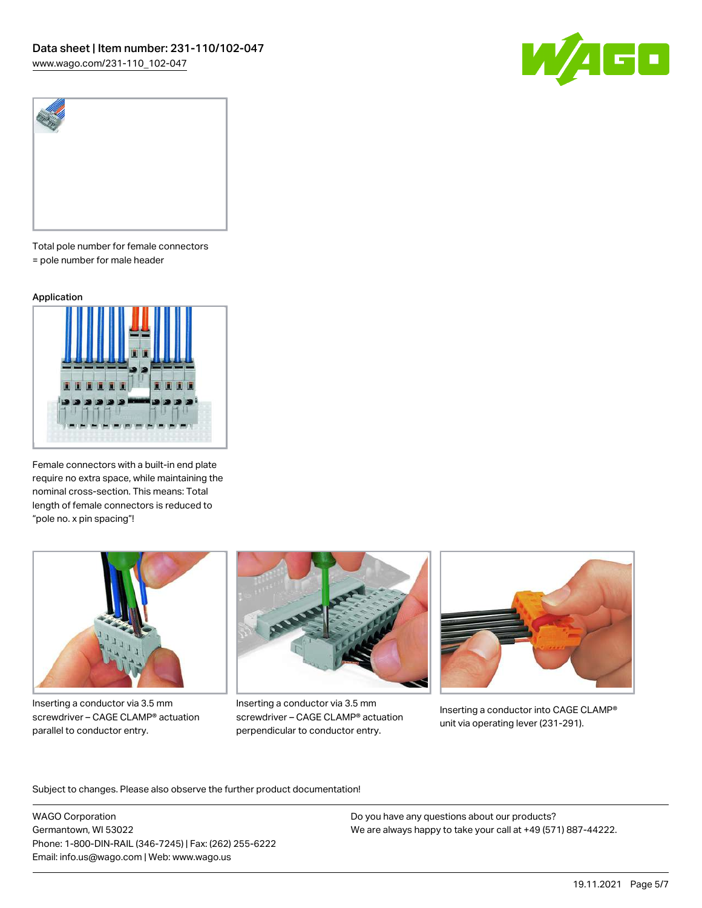Total pole number for female connectors = pole number for male header

### Application

Female connectors with a built-in end plate require no extra space, while maintaining the nominal cross-section. This means: Total length of female connectors is reduced to "pole no. x pin spacing"!

Inserting a conductor via 3.5 mm screwdriver – CAGE CLAMP® actuation parallel to conductor entry.

Inserting a conductor via 3.5 mm screwdriver – CAGE CLAMP® actuation perpendicular to conductor entry.

Inserting a conductor into CAGE CLAMP® unit via operating lever (231-291).

Subject to changes. Please also observe the further product documentation!

WAGO Corporation
Germantown, WI 53022
Phone: 1-800-DIN-RAIL (346-7245) | Fax: (262) 255-6222
Email: info.us@wago.com | Web: www.wago.us

Do you have any questions about our products?
We are always happy to take your call at +49 (571) 887-44222.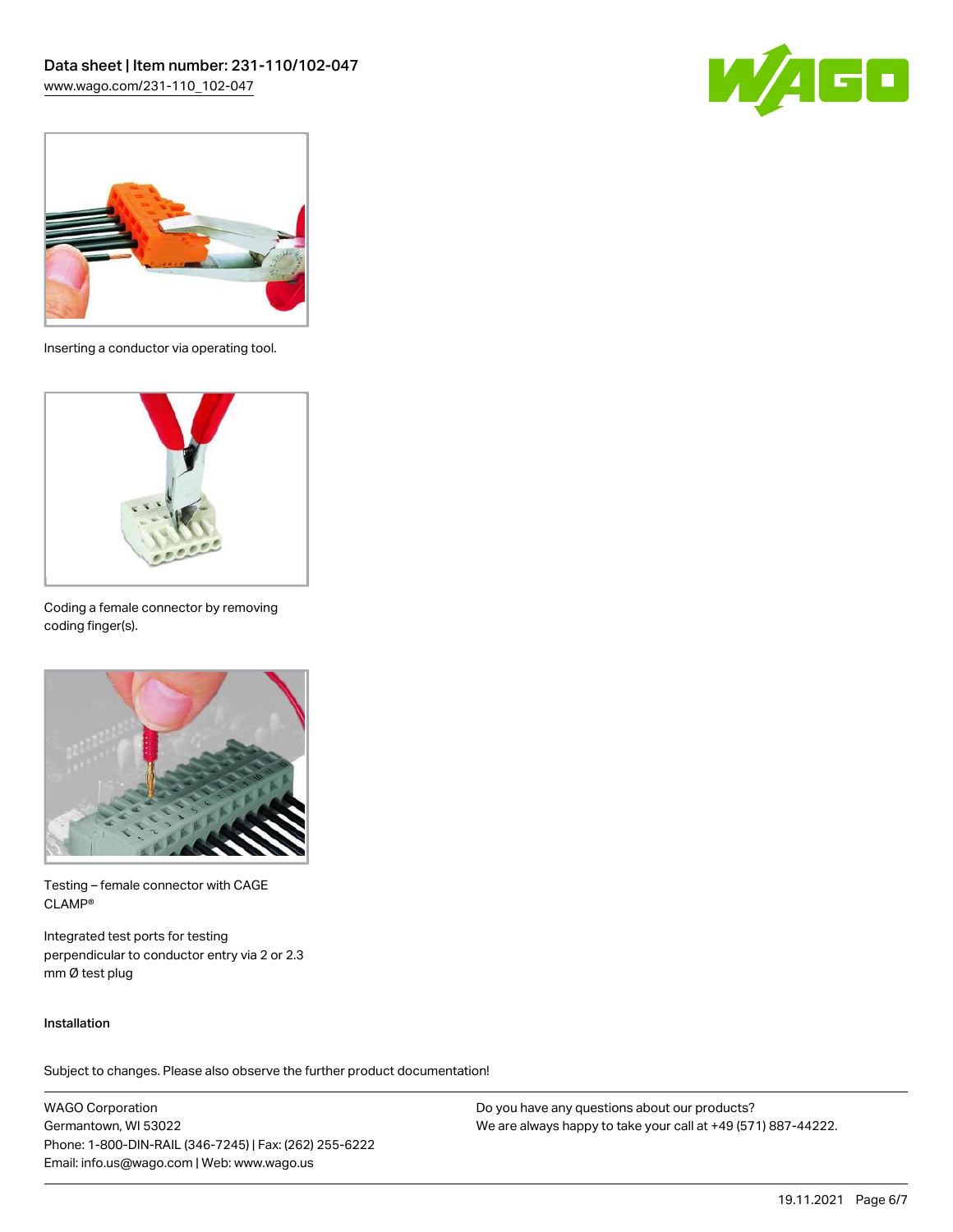Inserting a conductor via operating tool.

Coding a female connector by removing coding finger(s).

Testing – female connector with CAGE CLAMP®

Integrated test ports for testing perpendicular to conductor entry via 2 or 2.3 mm Ø test plug

Installation

Subject to changes. Please also observe the further product documentation!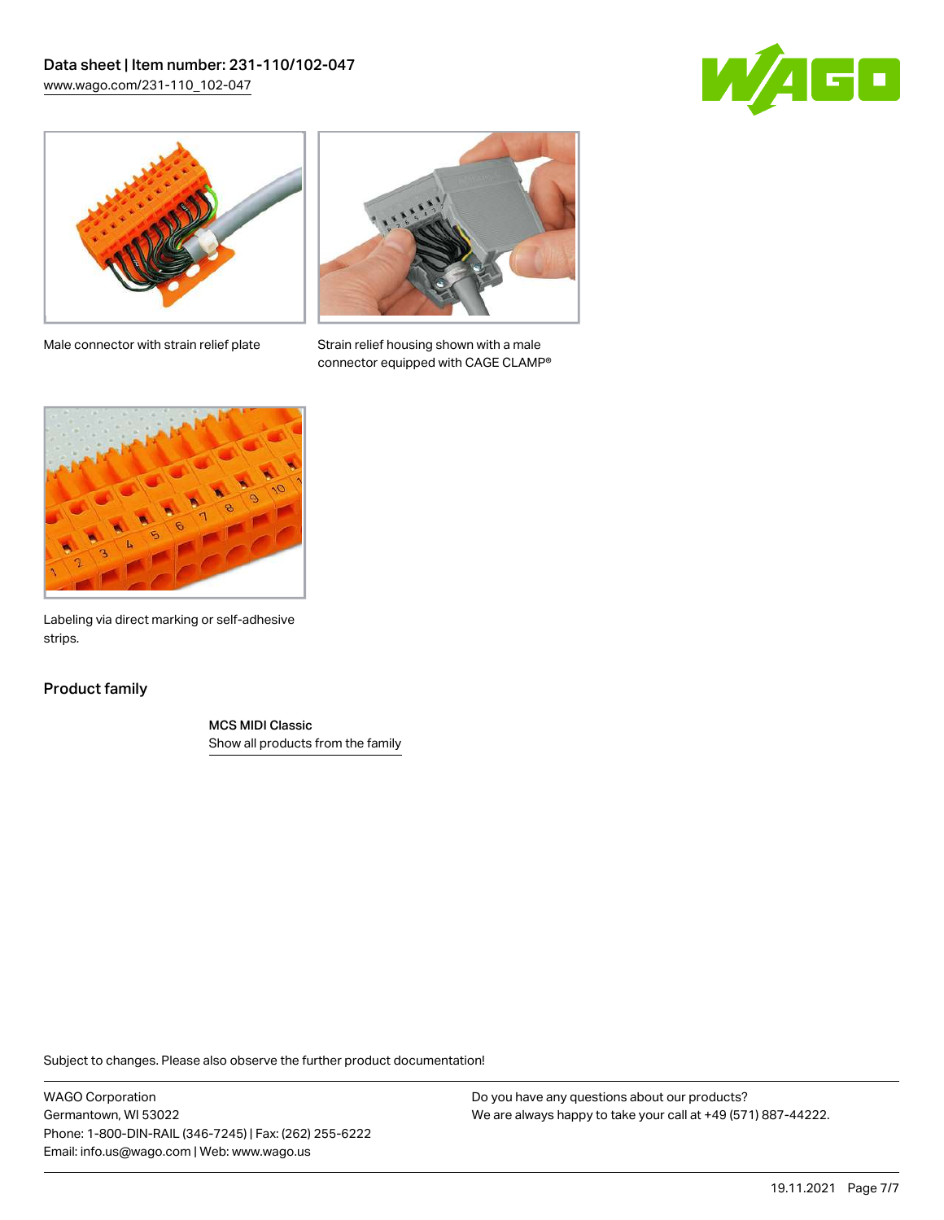Male connector with strain relief plate

Strain relief housing shown with a male connector equipped with CAGE CLAMP®

Labeling via direct marking or self-adhesive strips.

## Product family

MCS MIDI Classic
Show all products from the family

Subject to changes. Please also observe the further product documentation!

WAGO Corporation
Germantown, WI 53022
Phone: 1-800-DIN-RAIL (346-7245) | Fax: (262) 255-6222
Email: info.us@wago.com | Web: www.wago.us

Do you have any questions about our products?
We are always happy to take your call at +49 (571) 887-44222.